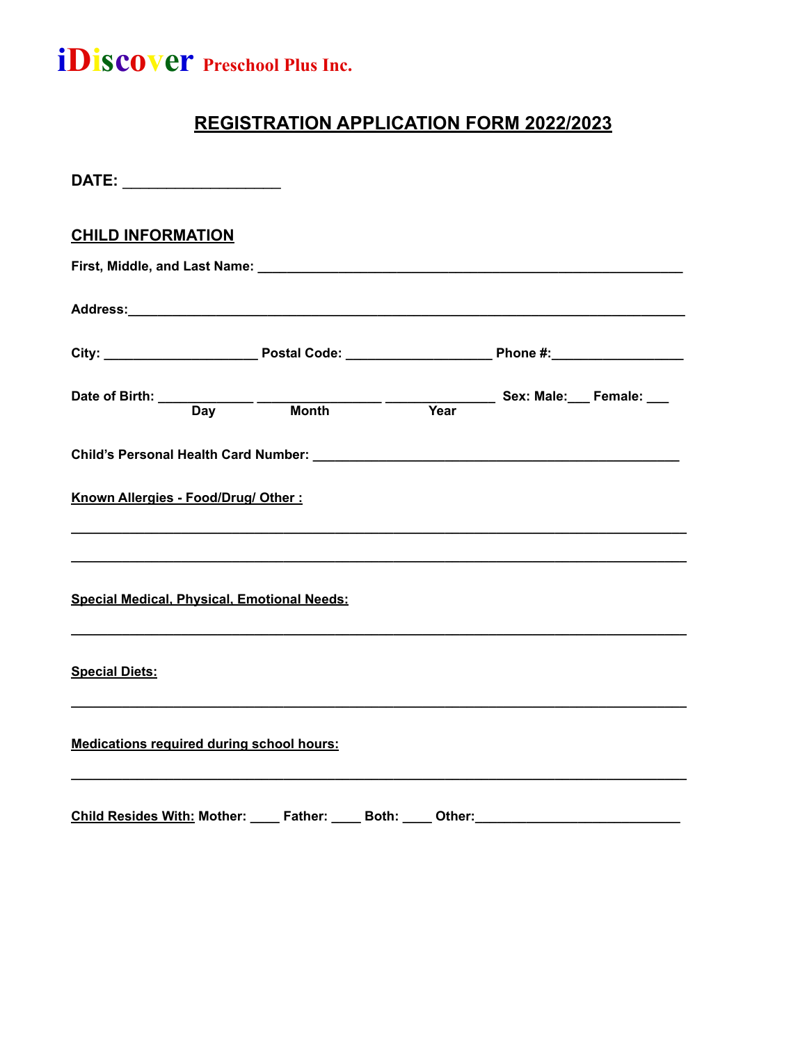# iDiscover Preschool Plus Inc.

## REGISTRATION APPLICATION FORM 2022/2023

**DATE:** ___________________

### CHILD INFORMATION

**First, Middle, and Last Name:** ___________________________________________________

**Address:** ___________________________________________________________________

**City:** ____________________ **Postal Code:** ___________________ **Phone #:** _________________

**Date of Birth:** ____________ _______________ ______________ **Sex: Male:** ___ **Female:** ___
Day Month Year

**Child's Personal Health Card Number:** _______________________________________________

**Known Allergies - Food/Drug/ Other :**

_______________________________________________________________________________

_______________________________________________________________________________

**Special Medical, Physical, Emotional Needs:**

_______________________________________________________________________________

**Special Diets:**

_______________________________________________________________________________

**Medications required during school hours:**

_______________________________________________________________________________

**Child Resides With:** **Mother:** ____ **Father:** ____ **Both:** ____ **Other:** ___________________________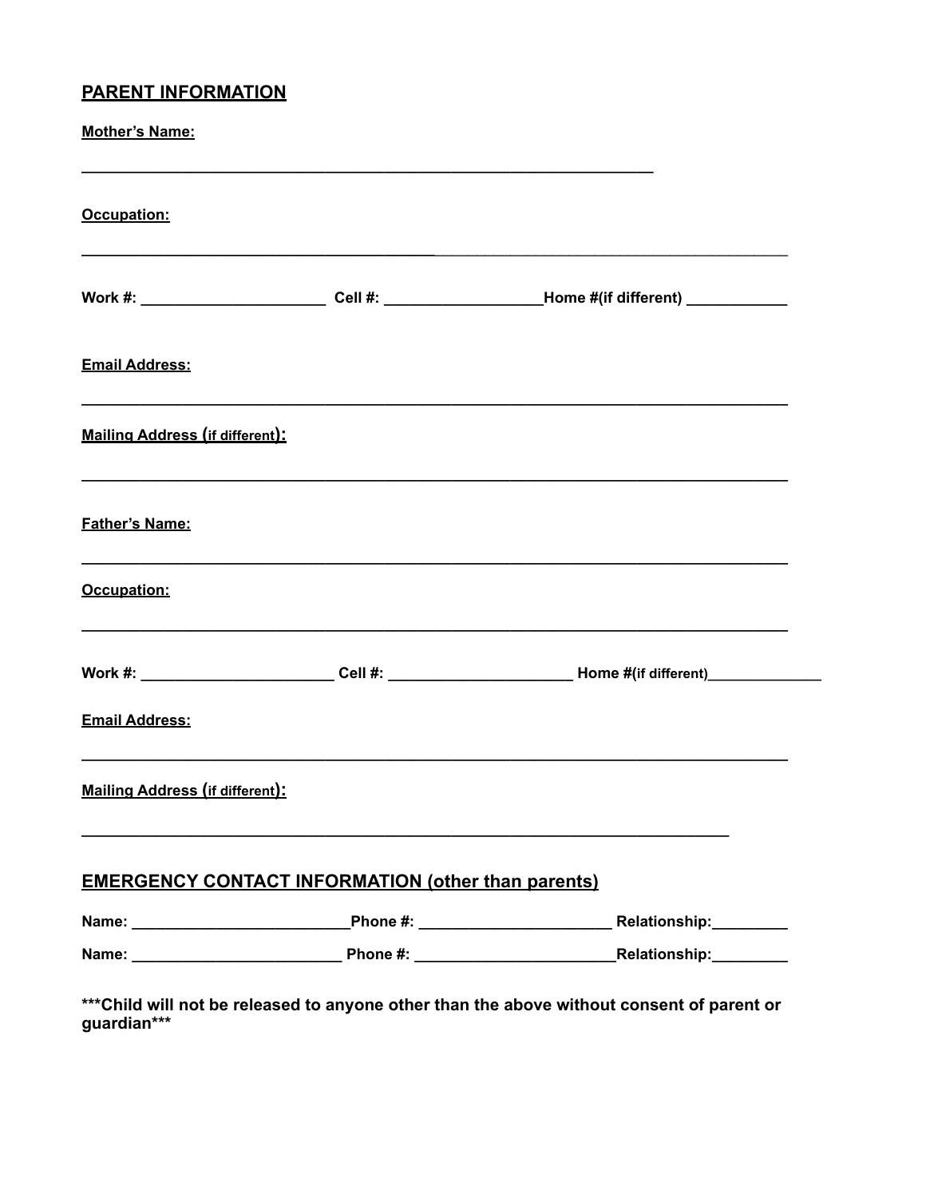## PARENT INFORMATION

**Mother's Name:**

______________________________________________________________________

**Occupation:**

______________________________________________________________________

**Work #:** ______________________ **Cell #:** ___________________**Home #(if different)** ____________

**Email Address:**

______________________________________________________________________

**Mailing Address (if different):**

______________________________________________________________________

**Father's Name:**

______________________________________________________________________

**Occupation:**

______________________________________________________________________

**Work #:** ________________________ **Cell #:** ______________________ **Home #(if different)**______________

**Email Address:**

______________________________________________________________________

**Mailing Address (if different):**

______________________________________________________________________

## EMERGENCY CONTACT INFORMATION (other than parents)

**Name:** __________________________**Phone #:** ______________________ **Relationship:**_________

**Name:** _________________________ **Phone #:** ________________________**Relationship:**_________

**\*\*\*Child will not be released to anyone other than the above without consent of parent or guardian\*\*\***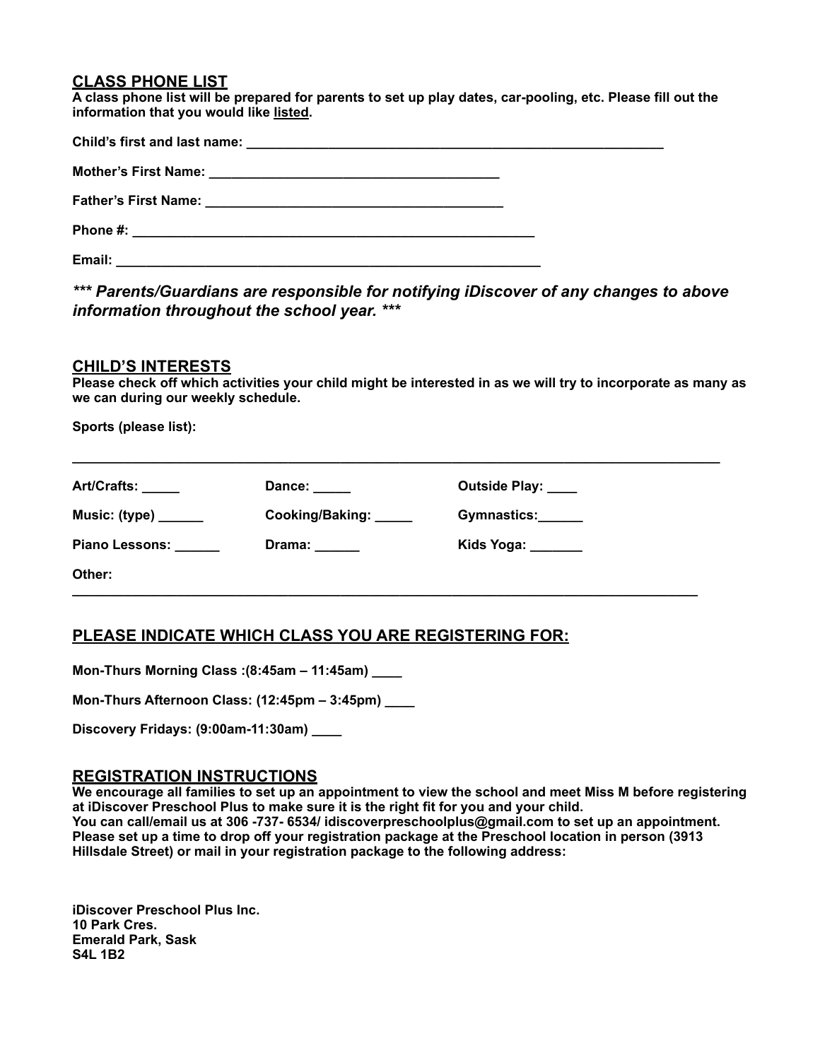## CLASS PHONE LIST

**A class phone list will be prepared for parents to set up play dates, car-pooling, etc. Please fill out the information that you would like listed.**

**Child's first and last name: ___________________________________________________________**

**Mother's First Name: ________________________________________**

**Father's First Name: ________________________________________**

**Phone #: _______________________________________________________**

**Email: __________________________________________________________**

***\*\*\* Parents/Guardians are responsible for notifying iDiscover of any changes to above information throughout the school year. \*\*\****

## CHILD'S INTERESTS

**Please check off which activities your child might be interested in as we will try to incorporate as many as we can during our weekly schedule.**

**Sports (please list):**

**_________________________________________________________________________________________**

| | | |
|---|---|---|
| **Art/Crafts: _____** | **Dance: _____** | **Outside Play: ____** |
| **Music: (type) ______** | **Cooking/Baking: _____** | **Gymnastics:______** |
| **Piano Lessons: ______** | **Drama: ______** | **Kids Yoga: _______** |

**Other:**

**_______________________________________________________________________________________**

## PLEASE INDICATE WHICH CLASS YOU ARE REGISTERING FOR:

**Mon-Thurs Morning Class :(8:45am – 11:45am) ____**

**Mon-Thurs Afternoon Class: (12:45pm – 3:45pm) ____**

**Discovery Fridays: (9:00am-11:30am) ____**

## REGISTRATION INSTRUCTIONS

**We encourage all families to set up an appointment to view the school and meet Miss M before registering at iDiscover Preschool Plus to make sure it is the right fit for you and your child.**
**You can call/email us at 306 -737- 6534/ idiscoverpreschoolplus@gmail.com to set up an appointment.**
**Please set up a time to drop off your registration package at the Preschool location in person (3913 Hillsdale Street) or mail in your registration package to the following address:**

**iDiscover Preschool Plus Inc.**
**10 Park Cres.**
**Emerald Park, Sask**
**S4L 1B2**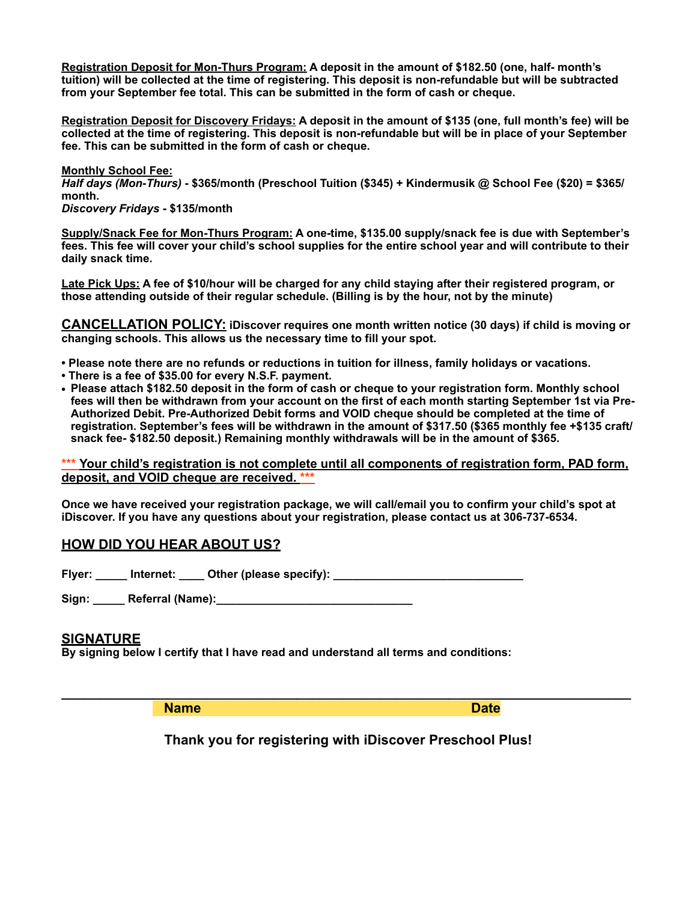**Registration Deposit for Mon-Thurs Program:** **A deposit in the amount of $182.50 (one, half- month's tuition) will be collected at the time of registering. This deposit is non-refundable but will be subtracted from your September fee total. This can be submitted in the form of cash or cheque.**

**Registration Deposit for Discovery Fridays:** **A deposit in the amount of $135 (one, full month's fee) will be collected at the time of registering. This deposit is non-refundable but will be in place of your September fee. This can be submitted in the form of cash or cheque.**

**Monthly School Fee:**
***Half days (Mon-Thurs)*** **- $365/month (Preschool Tuition ($345) + Kindermusik @ School Fee ($20) = $365/ month.**
***Discovery Fridays*** **- $135/month**

**Supply/Snack Fee for Mon-Thurs Program:** **A one-time, $135.00 supply/snack fee is due with September's fees. This fee will cover your child's school supplies for the entire school year and will contribute to their daily snack time.**

**Late Pick Ups:** **A fee of $10/hour will be charged for any child staying after their registered program, or those attending outside of their regular schedule. (Billing is by the hour, not by the minute)**

## CANCELLATION POLICY: iDiscover requires one month written notice (30 days) if child is moving or changing schools. This allows us the necessary time to fill your spot.

- **Please note there are no refunds or reductions in tuition for illness, family holidays or vacations.**
- **There is a fee of $35.00 for every N.S.F. payment.**
- **Please attach $182.50 deposit in the form of cash or cheque to your registration form. Monthly school fees will then be withdrawn from your account on the first of each month starting September 1st via Pre-Authorized Debit. Pre-Authorized Debit forms and VOID cheque should be completed at the time of registration. September's fees will be withdrawn in the amount of $317.50 ($365 monthly fee +$135 craft/ snack fee- $182.50 deposit.) Remaining monthly withdrawals will be in the amount of $365.**

**\*\*\* Your child's registration is not complete until all components of registration form, PAD form, deposit, and VOID cheque are received. \*\*\***

**Once we have received your registration package, we will call/email you to confirm your child's spot at iDiscover. If you have any questions about your registration, please contact us at 306-737-6534.**

## HOW DID YOU HEAR ABOUT US?

**Flyer: _____ Internet: ____ Other (please specify): ______________________________**

**Sign: _____ Referral (Name):______________________________**

## SIGNATURE

**By signing below I certify that I have read and understand all terms and conditions:**

______________________________________________________________________

**Name** **Date**

**Thank you for registering with iDiscover Preschool Plus!**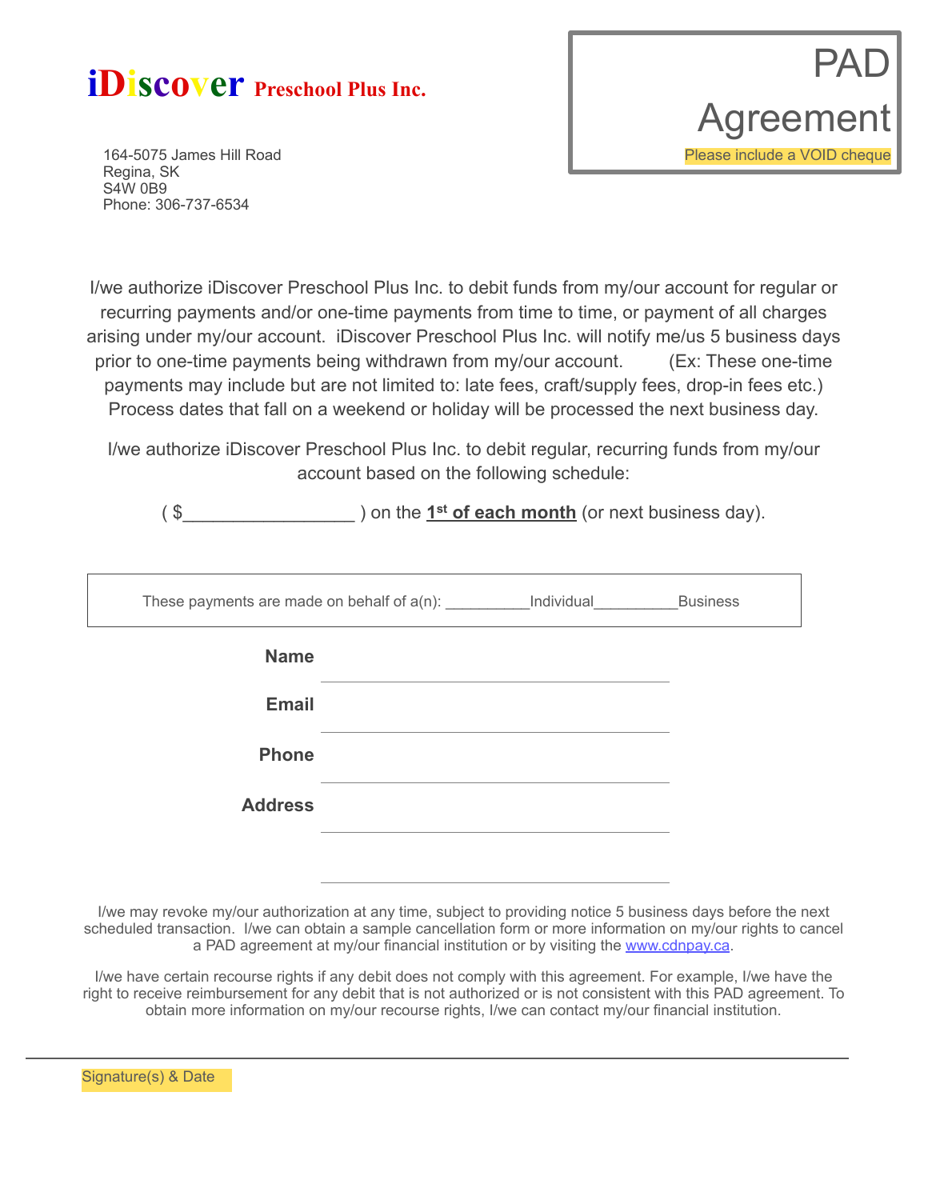# iDiscover Preschool Plus Inc.

164-5075 James Hill Road
Regina, SK
S4W 0B9
Phone: 306-737-6534

# PAD Agreement

Please include a VOID cheque

I/we authorize iDiscover Preschool Plus Inc. to debit funds from my/our account for regular or recurring payments and/or one-time payments from time to time, or payment of all charges arising under my/our account. iDiscover Preschool Plus Inc. will notify me/us 5 business days prior to one-time payments being withdrawn from my/our account. (Ex: These one-time payments may include but are not limited to: late fees, craft/supply fees, drop-in fees etc.) Process dates that fall on a weekend or holiday will be processed the next business day.

I/we authorize iDiscover Preschool Plus Inc. to debit regular, recurring funds from my/our account based on the following schedule:

( $_________________ ) on the **1st of each month** (or next business day).

These payments are made on behalf of a(n): __________Individual__________Business

**Name** ______________________________

**Email** ______________________________

**Phone** ______________________________

**Address** ______________________________

______________________________

I/we may revoke my/our authorization at any time, subject to providing notice 5 business days before the next scheduled transaction. I/we can obtain a sample cancellation form or more information on my/our rights to cancel a PAD agreement at my/our financial institution or by visiting the www.cdnpay.ca.

I/we have certain recourse rights if any debit does not comply with this agreement. For example, I/we have the right to receive reimbursement for any debit that is not authorized or is not consistent with this PAD agreement. To obtain more information on my/our recourse rights, I/we can contact my/our financial institution.

______________________________

Signature(s) & Date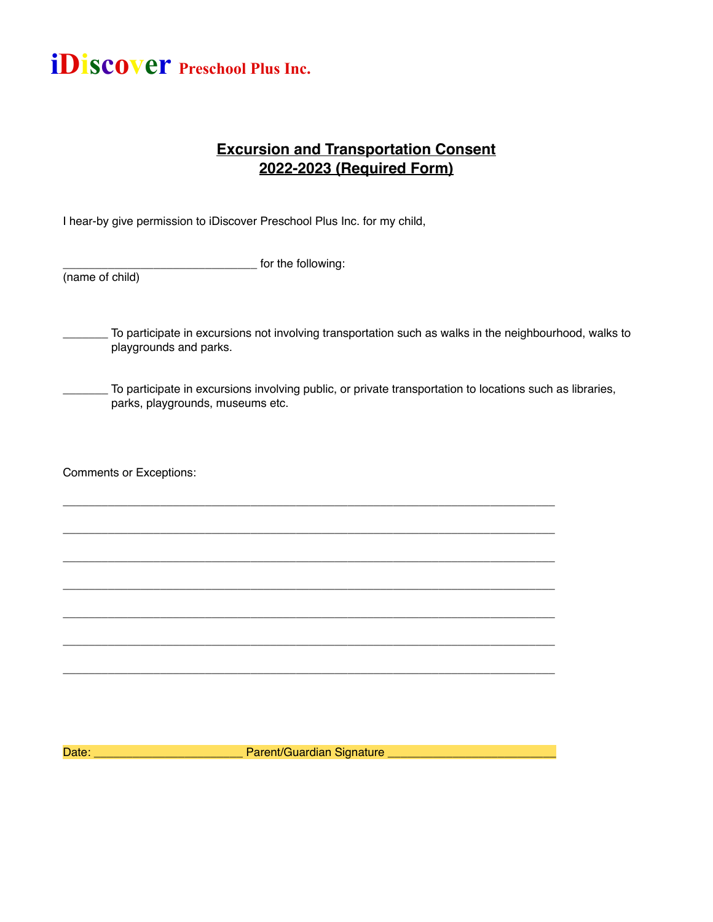**iDiscover** **Preschool Plus Inc.**

## Excursion and Transportation Consent
## 2022-2023 (Required Form)

I hear-by give permission to iDiscover Preschool Plus Inc. for my child,

______________________________ for the following:
(name of child)

_______ To participate in excursions not involving transportation such as walks in the neighbourhood, walks to playgrounds and parks.

_______ To participate in excursions involving public, or private transportation to locations such as libraries, parks, playgrounds, museums etc.

Comments or Exceptions:

___________________________________________________________________________

___________________________________________________________________________

___________________________________________________________________________

___________________________________________________________________________

___________________________________________________________________________

___________________________________________________________________________

___________________________________________________________________________

Date: _______________________ Parent/Guardian Signature _________________________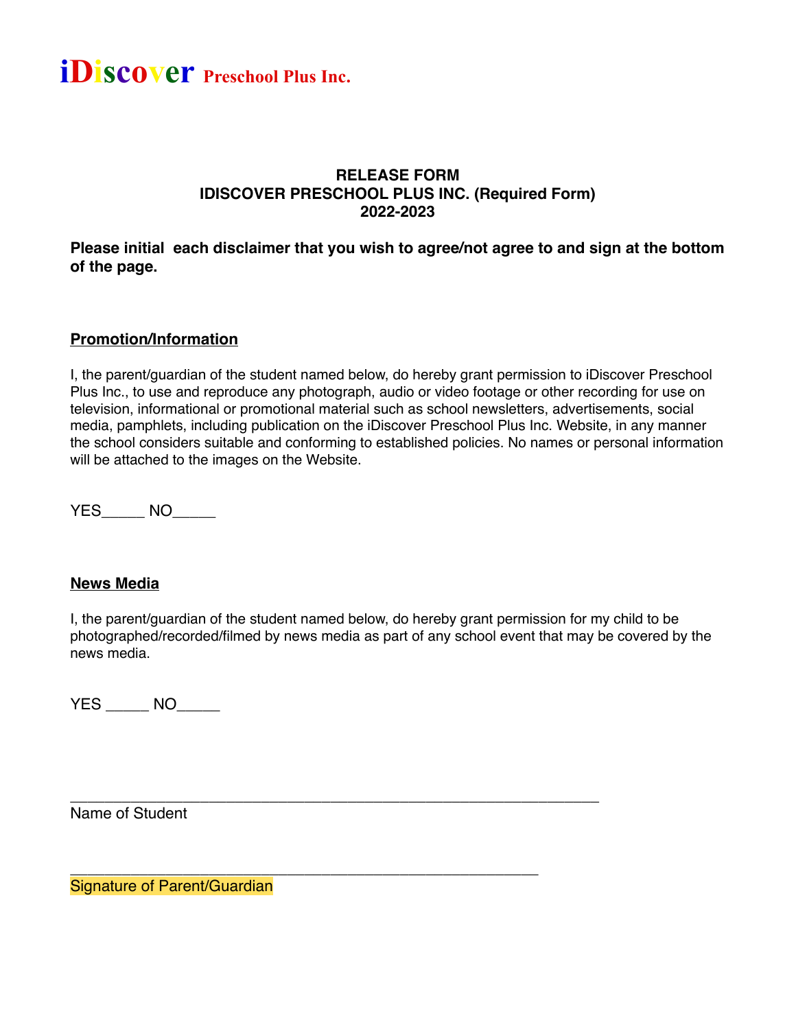**iDiscover Preschool Plus Inc.**

**RELEASE FORM**
**IDISCOVER PRESCHOOL PLUS INC. (Required Form)**
**2022-2023**

**Please initial each disclaimer that you wish to agree/not agree to and sign at the bottom of the page.**

**Promotion/Information**

I, the parent/guardian of the student named below, do hereby grant permission to iDiscover Preschool Plus Inc., to use and reproduce any photograph, audio or video footage or other recording for use on television, informational or promotional material such as school newsletters, advertisements, social media, pamphlets, including publication on the iDiscover Preschool Plus Inc. Website, in any manner the school considers suitable and conforming to established policies. No names or personal information will be attached to the images on the Website.

YES_____ NO_____

**News Media**

I, the parent/guardian of the student named below, do hereby grant permission for my child to be photographed/recorded/filmed by news media as part of any school event that may be covered by the news media.

YES _____ NO_____

_______________________________________________________
Name of Student

_______________________________________________________
Signature of Parent/Guardian